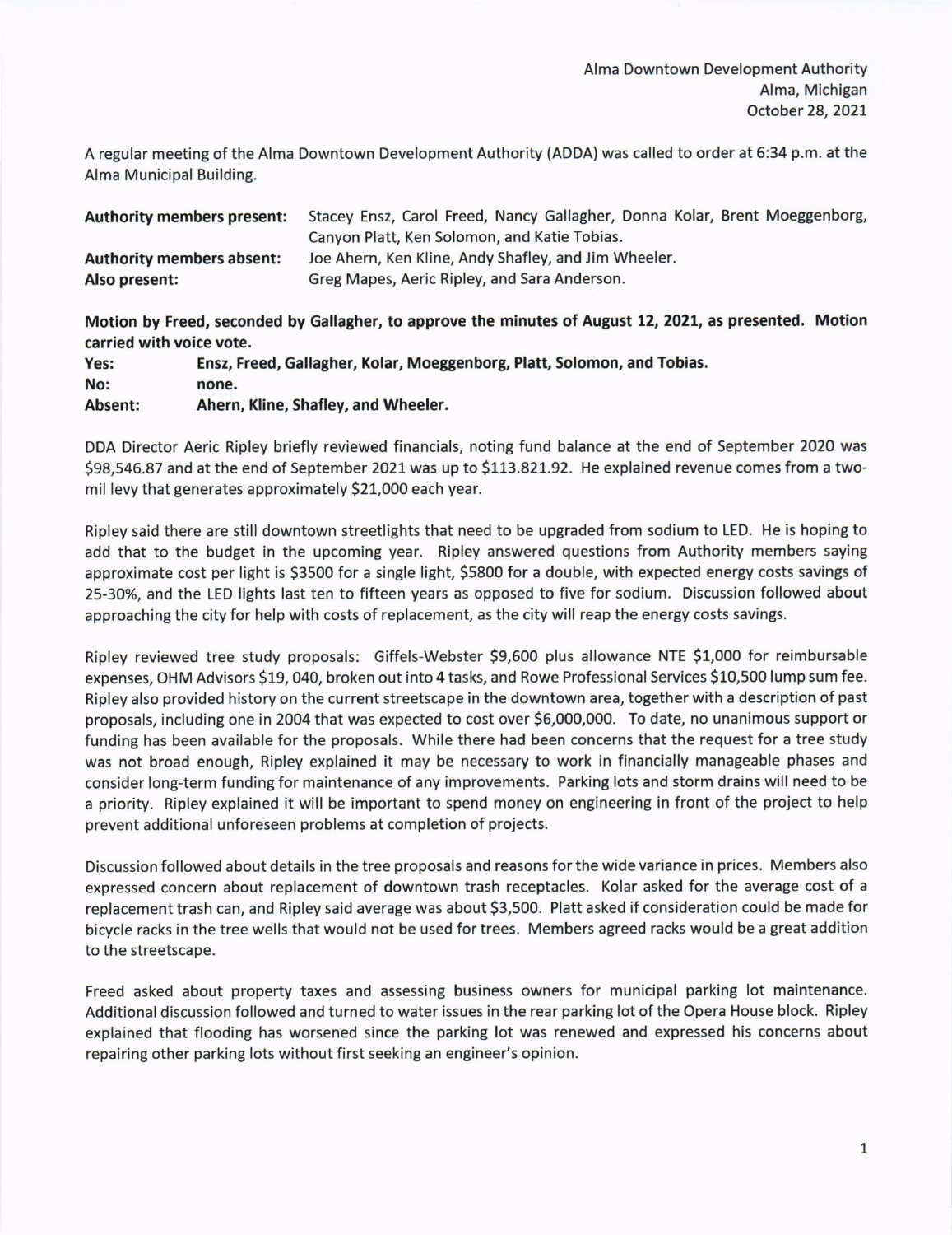Alma Downtown Development Authority
Alma, Michigan
October 28, 2021

A regular meeting of the Alma Downtown Development Authority (ADDA) was called to order at 6:34 p.m. at the Alma Municipal Building.

| | |
|---|---|
| **Authority members present:** | Stacey Ensz, Carol Freed, Nancy Gallagher, Donna Kolar, Brent Moeggenborg, Canyon Platt, Ken Solomon, and Katie Tobias. |
| **Authority members absent:** | Joe Ahern, Ken Kline, Andy Shafley, and Jim Wheeler. |
| **Also present:** | Greg Mapes, Aeric Ripley, and Sara Anderson. |

**Motion by Freed, seconded by Gallagher, to approve the minutes of August 12, 2021, as presented. Motion carried with voice vote.**

| | |
|---|---|
| **Yes:** | **Ensz, Freed, Gallagher, Kolar, Moeggenborg, Platt, Solomon, and Tobias.** |
| **No:** | **none.** |
| **Absent:** | **Ahern, Kline, Shafley, and Wheeler.** |

DDA Director Aeric Ripley briefly reviewed financials, noting fund balance at the end of September 2020 was $98,546.87 and at the end of September 2021 was up to $113.821.92. He explained revenue comes from a two-mil levy that generates approximately $21,000 each year.

Ripley said there are still downtown streetlights that need to be upgraded from sodium to LED. He is hoping to add that to the budget in the upcoming year. Ripley answered questions from Authority members saying approximate cost per light is $3500 for a single light, $5800 for a double, with expected energy costs savings of 25-30%, and the LED lights last ten to fifteen years as opposed to five for sodium. Discussion followed about approaching the city for help with costs of replacement, as the city will reap the energy costs savings.

Ripley reviewed tree study proposals: Giffels-Webster $9,600 plus allowance NTE $1,000 for reimbursable expenses, OHM Advisors $19, 040, broken out into 4 tasks, and Rowe Professional Services $10,500 lump sum fee. Ripley also provided history on the current streetscape in the downtown area, together with a description of past proposals, including one in 2004 that was expected to cost over $6,000,000. To date, no unanimous support or funding has been available for the proposals. While there had been concerns that the request for a tree study was not broad enough, Ripley explained it may be necessary to work in financially manageable phases and consider long-term funding for maintenance of any improvements. Parking lots and storm drains will need to be a priority. Ripley explained it will be important to spend money on engineering in front of the project to help prevent additional unforeseen problems at completion of projects.

Discussion followed about details in the tree proposals and reasons for the wide variance in prices. Members also expressed concern about replacement of downtown trash receptacles. Kolar asked for the average cost of a replacement trash can, and Ripley said average was about $3,500. Platt asked if consideration could be made for bicycle racks in the tree wells that would not be used for trees. Members agreed racks would be a great addition to the streetscape.

Freed asked about property taxes and assessing business owners for municipal parking lot maintenance. Additional discussion followed and turned to water issues in the rear parking lot of the Opera House block. Ripley explained that flooding has worsened since the parking lot was renewed and expressed his concerns about repairing other parking lots without first seeking an engineer's opinion.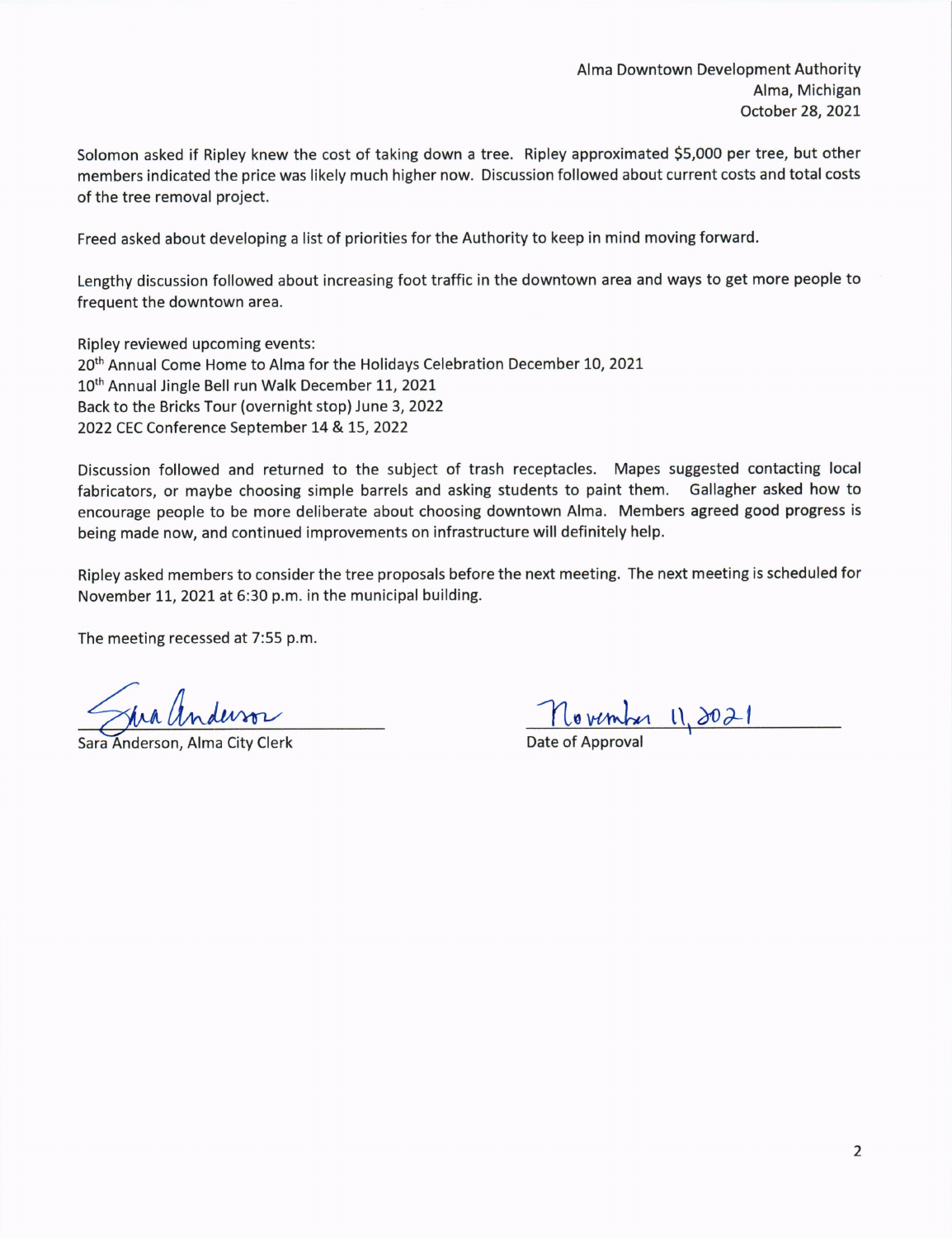Alma Downtown Development Authority
Alma, Michigan
October 28, 2021

Solomon asked if Ripley knew the cost of taking down a tree. Ripley approximated $5,000 per tree, but other members indicated the price was likely much higher now. Discussion followed about current costs and total costs of the tree removal project.

Freed asked about developing a list of priorities for the Authority to keep in mind moving forward.

Lengthy discussion followed about increasing foot traffic in the downtown area and ways to get more people to frequent the downtown area.

Ripley reviewed upcoming events:
20th Annual Come Home to Alma for the Holidays Celebration December 10, 2021
10th Annual Jingle Bell run Walk December 11, 2021
Back to the Bricks Tour (overnight stop) June 3, 2022
2022 CEC Conference September 14 & 15, 2022

Discussion followed and returned to the subject of trash receptacles. Mapes suggested contacting local fabricators, or maybe choosing simple barrels and asking students to paint them. Gallagher asked how to encourage people to be more deliberate about choosing downtown Alma. Members agreed good progress is being made now, and continued improvements on infrastructure will definitely help.

Ripley asked members to consider the tree proposals before the next meeting. The next meeting is scheduled for November 11, 2021 at 6:30 p.m. in the municipal building.

The meeting recessed at 7:55 p.m.

Sara Anderson
Sara Anderson, Alma City Clerk

November 11, 2021
Date of Approval